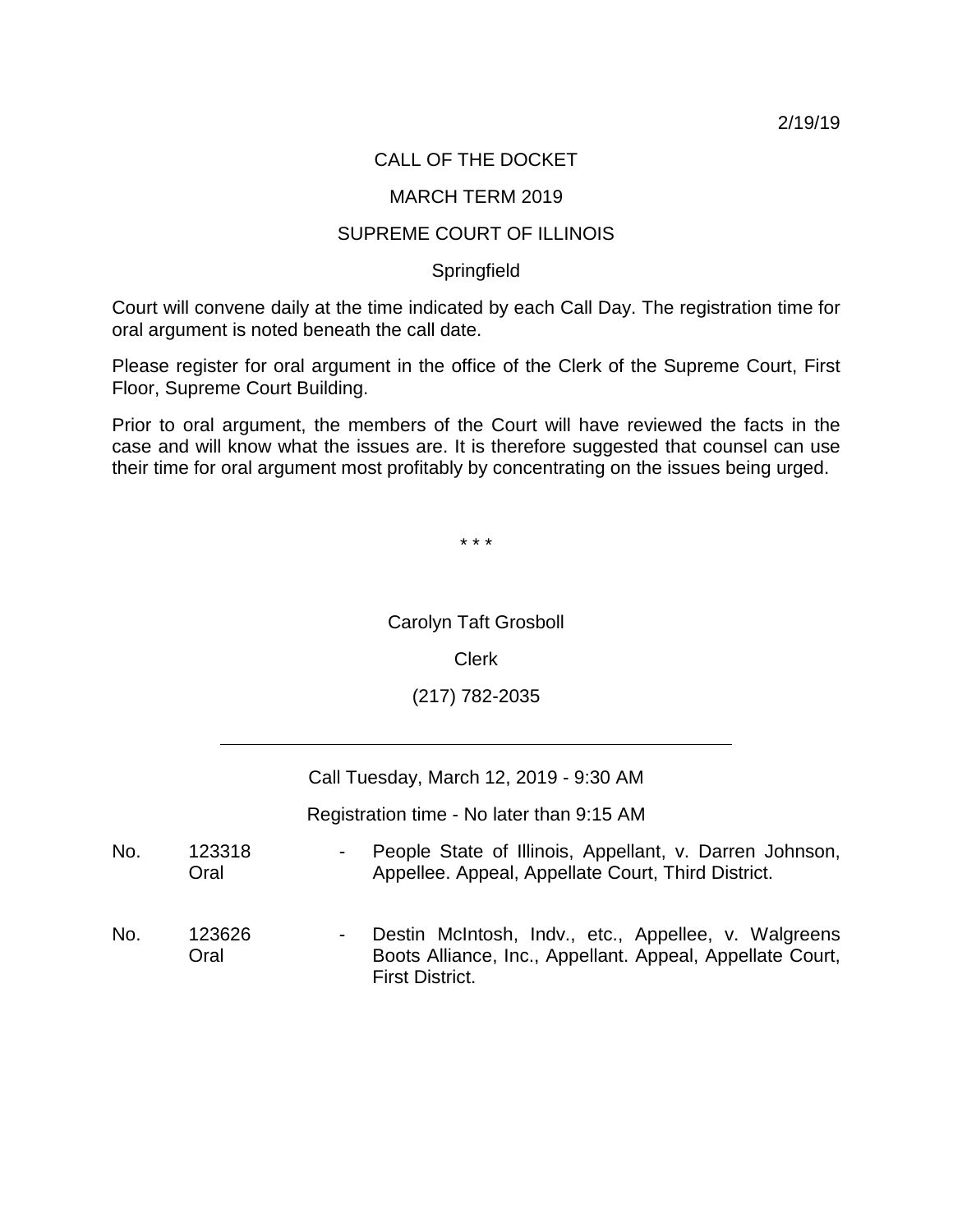2/19/19

# CALL OF THE DOCKET

## MARCH TERM 2019

## SUPREME COURT OF ILLINOIS

### Springfield

Court will convene daily at the time indicated by each Call Day. The registration time for oral argument is noted beneath the call date.

Please register for oral argument in the office of the Clerk of the Supreme Court, First Floor, Supreme Court Building.

Prior to oral argument, the members of the Court will have reviewed the facts in the case and will know what the issues are. It is therefore suggested that counsel can use their time for oral argument most profitably by concentrating on the issues being urged.

\* \* \*

Carolyn Taft Grosboll

Clerk

(217) 782-2035

---

Call Tuesday, March 12, 2019 - 9:30 AM

Registration time - No later than 9:15 AM

| No. | Case | | Description |
|---|---|---|---|
| No. | 123318 Oral | - | People State of Illinois, Appellant, v. Darren Johnson, Appellee. Appeal, Appellate Court, Third District. |
| No. | 123626 Oral | - | Destin McIntosh, Indv., etc., Appellee, v. Walgreens Boots Alliance, Inc., Appellant. Appeal, Appellate Court, First District. |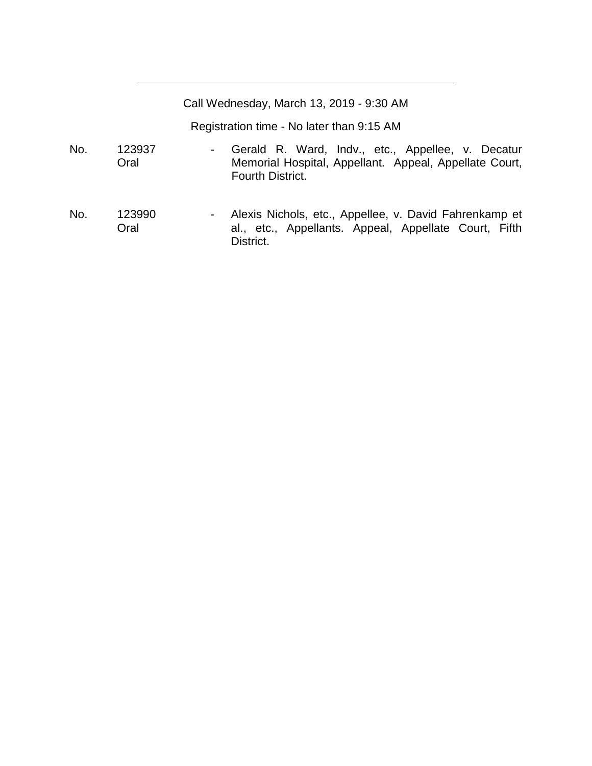---

Call Wednesday, March 13, 2019 - 9:30 AM

Registration time - No later than 9:15 AM

| | | | |
|---|---|---|---|
| No. | 123937 Oral | - | Gerald R. Ward, Indv., etc., Appellee, v. Decatur Memorial Hospital, Appellant. Appeal, Appellate Court, Fourth District. |
| No. | 123990 Oral | - | Alexis Nichols, etc., Appellee, v. David Fahrenkamp et al., etc., Appellants. Appeal, Appellate Court, Fifth District. |